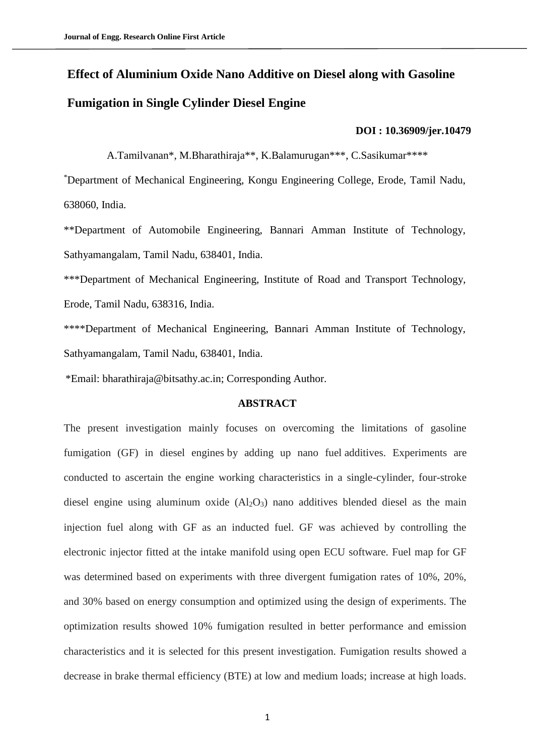# Effect of Aluminium Oxide Nano Additive on Diesel along with Gasoline Fumigation in Single Cylinder Diesel Engine

**DOI : 10.36909/jer.10479**

A.Tamilvanan*, M.Bharathiraja**, K.Balamurugan***, C.Sasikumar****

*Department of Mechanical Engineering, Kongu Engineering College, Erode, Tamil Nadu, 638060, India.

**Department of Automobile Engineering, Bannari Amman Institute of Technology, Sathyamangalam, Tamil Nadu, 638401, India.

***Department of Mechanical Engineering, Institute of Road and Transport Technology, Erode, Tamil Nadu, 638316, India.

****Department of Mechanical Engineering, Bannari Amman Institute of Technology, Sathyamangalam, Tamil Nadu, 638401, India.

*Email: bharathiraja@bitsathy.ac.in; Corresponding Author.

## ABSTRACT

The present investigation mainly focuses on overcoming the limitations of gasoline fumigation (GF) in diesel engines by adding up nano fuel additives. Experiments are conducted to ascertain the engine working characteristics in a single-cylinder, four-stroke diesel engine using aluminum oxide ($Al_2O_3$) nano additives blended diesel as the main injection fuel along with GF as an inducted fuel. GF was achieved by controlling the electronic injector fitted at the intake manifold using open ECU software. Fuel map for GF was determined based on experiments with three divergent fumigation rates of 10%, 20%, and 30% based on energy consumption and optimized using the design of experiments. The optimization results showed 10% fumigation resulted in better performance and emission characteristics and it is selected for this present investigation. Fumigation results showed a decrease in brake thermal efficiency (BTE) at low and medium loads; increase at high loads.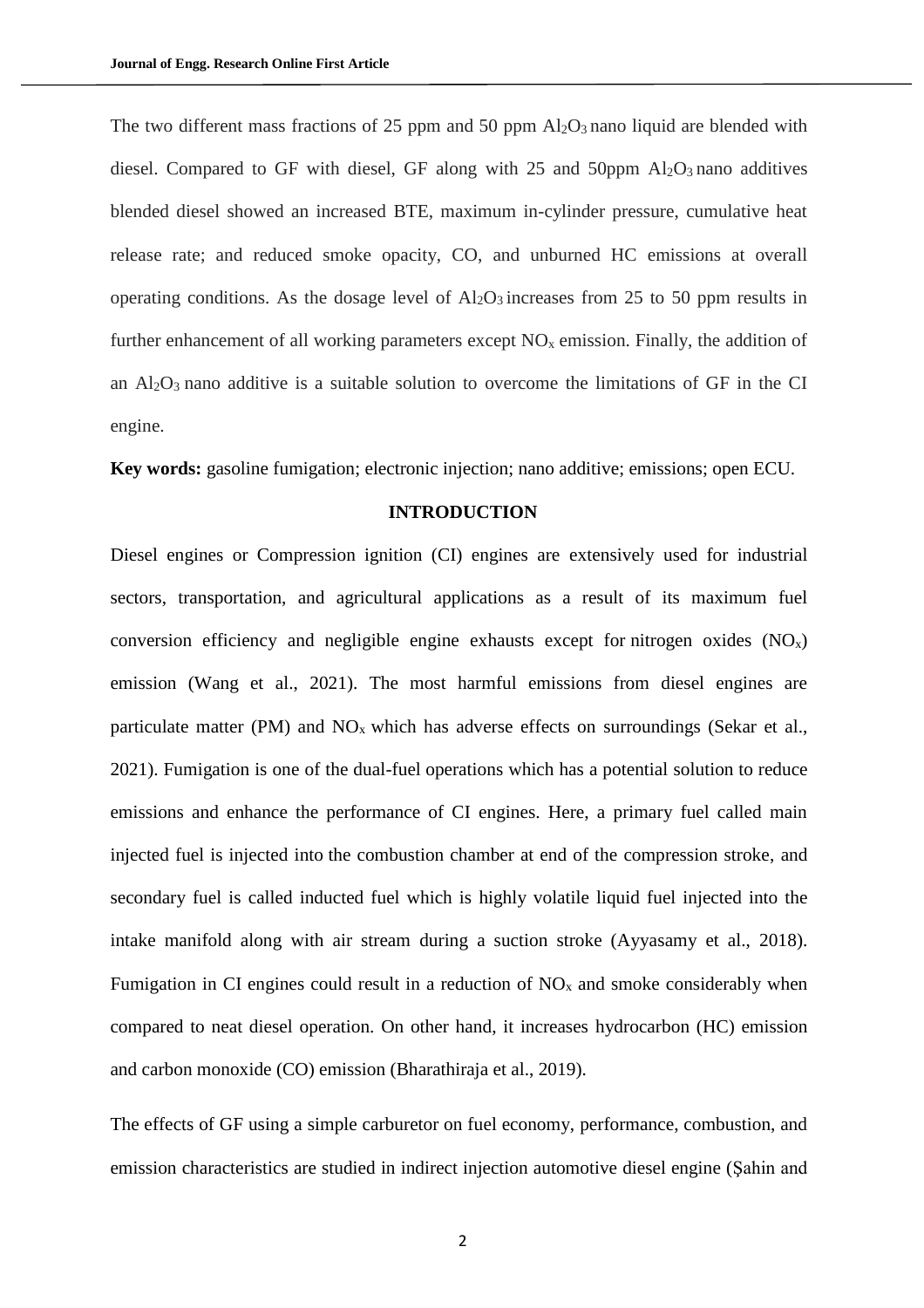The two different mass fractions of 25 ppm and 50 ppm $Al_2O_3$ nano liquid are blended with diesel. Compared to GF with diesel, GF along with 25 and 50ppm $Al_2O_3$ nano additives blended diesel showed an increased BTE, maximum in-cylinder pressure, cumulative heat release rate; and reduced smoke opacity, CO, and unburned HC emissions at overall operating conditions. As the dosage level of $Al_2O_3$ increases from 25 to 50 ppm results in further enhancement of all working parameters except $NO_x$ emission. Finally, the addition of an $Al_2O_3$ nano additive is a suitable solution to overcome the limitations of GF in the CI engine.

**Key words:** gasoline fumigation; electronic injection; nano additive; emissions; open ECU.

## INTRODUCTION

Diesel engines or Compression ignition (CI) engines are extensively used for industrial sectors, transportation, and agricultural applications as a result of its maximum fuel conversion efficiency and negligible engine exhausts except for nitrogen oxides ($NO_x$) emission (Wang et al., 2021). The most harmful emissions from diesel engines are particulate matter (PM) and $NO_x$ which has adverse effects on surroundings (Sekar et al., 2021). Fumigation is one of the dual-fuel operations which has a potential solution to reduce emissions and enhance the performance of CI engines. Here, a primary fuel called main injected fuel is injected into the combustion chamber at end of the compression stroke, and secondary fuel is called inducted fuel which is highly volatile liquid fuel injected into the intake manifold along with air stream during a suction stroke (Ayyasamy et al., 2018). Fumigation in CI engines could result in a reduction of $NO_x$ and smoke considerably when compared to neat diesel operation. On other hand, it increases hydrocarbon (HC) emission and carbon monoxide (CO) emission (Bharathiraja et al., 2019).

The effects of GF using a simple carburetor on fuel economy, performance, combustion, and emission characteristics are studied in indirect injection automotive diesel engine (Șahin and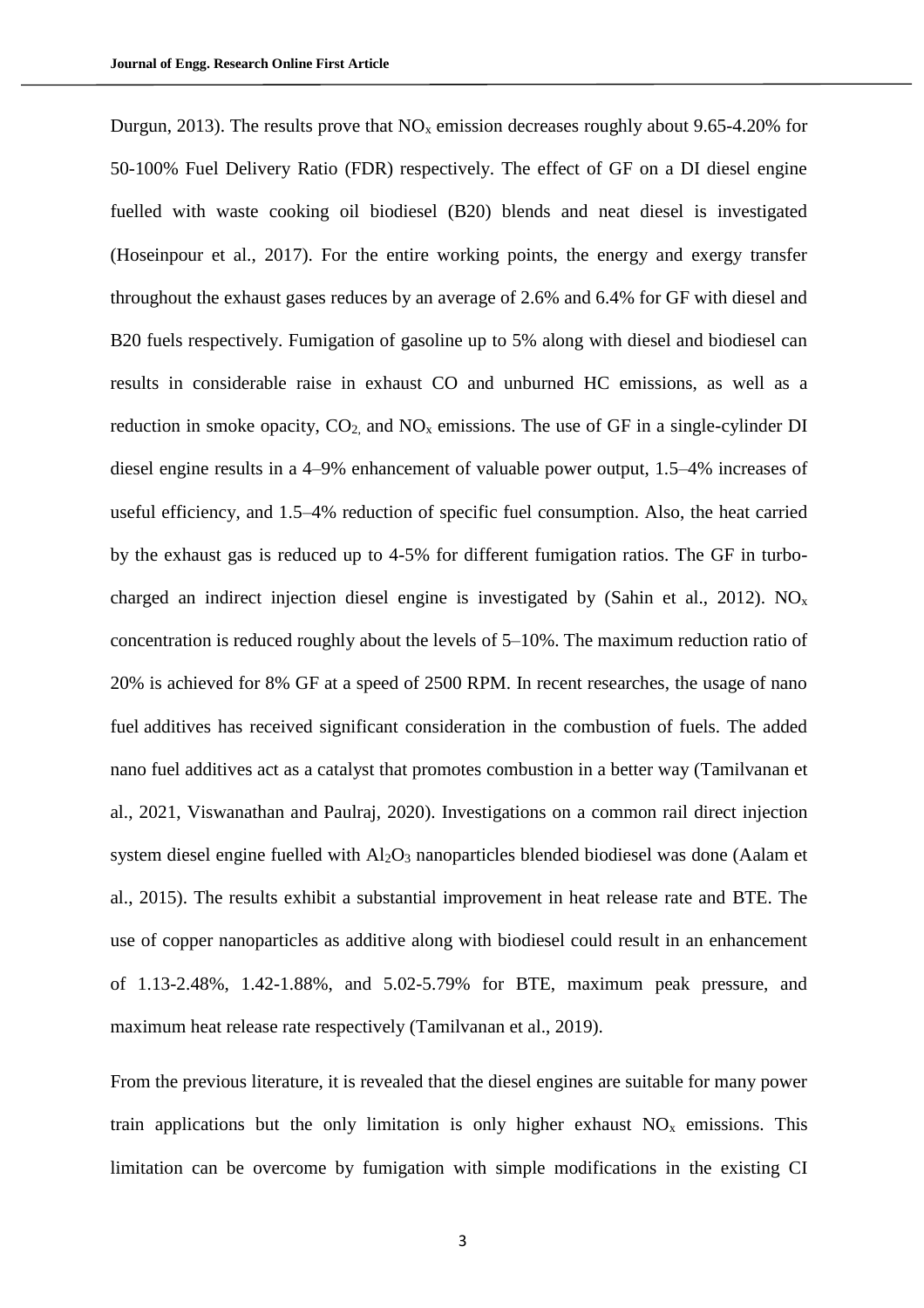Durgun, 2013). The results prove that $NO_x$ emission decreases roughly about 9.65-4.20% for 50-100% Fuel Delivery Ratio (FDR) respectively. The effect of GF on a DI diesel engine fuelled with waste cooking oil biodiesel (B20) blends and neat diesel is investigated (Hoseinpour et al., 2017). For the entire working points, the energy and exergy transfer throughout the exhaust gases reduces by an average of 2.6% and 6.4% for GF with diesel and B20 fuels respectively. Fumigation of gasoline up to 5% along with diesel and biodiesel can results in considerable raise in exhaust CO and unburned HC emissions, as well as a reduction in smoke opacity, $CO_2$, and $NO_x$ emissions. The use of GF in a single-cylinder DI diesel engine results in a 4–9% enhancement of valuable power output, 1.5–4% increases of useful efficiency, and 1.5–4% reduction of specific fuel consumption. Also, the heat carried by the exhaust gas is reduced up to 4-5% for different fumigation ratios. The GF in turbo-charged an indirect injection diesel engine is investigated by (Sahin et al., 2012). $NO_x$ concentration is reduced roughly about the levels of 5–10%. The maximum reduction ratio of 20% is achieved for 8% GF at a speed of 2500 RPM. In recent researches, the usage of nano fuel additives has received significant consideration in the combustion of fuels. The added nano fuel additives act as a catalyst that promotes combustion in a better way (Tamilvanan et al., 2021, Viswanathan and Paulraj, 2020). Investigations on a common rail direct injection system diesel engine fuelled with $Al_2O_3$ nanoparticles blended biodiesel was done (Aalam et al., 2015). The results exhibit a substantial improvement in heat release rate and BTE. The use of copper nanoparticles as additive along with biodiesel could result in an enhancement of 1.13-2.48%, 1.42-1.88%, and 5.02-5.79% for BTE, maximum peak pressure, and maximum heat release rate respectively (Tamilvanan et al., 2019).

From the previous literature, it is revealed that the diesel engines are suitable for many power train applications but the only limitation is only higher exhaust $NO_x$ emissions. This limitation can be overcome by fumigation with simple modifications in the existing CI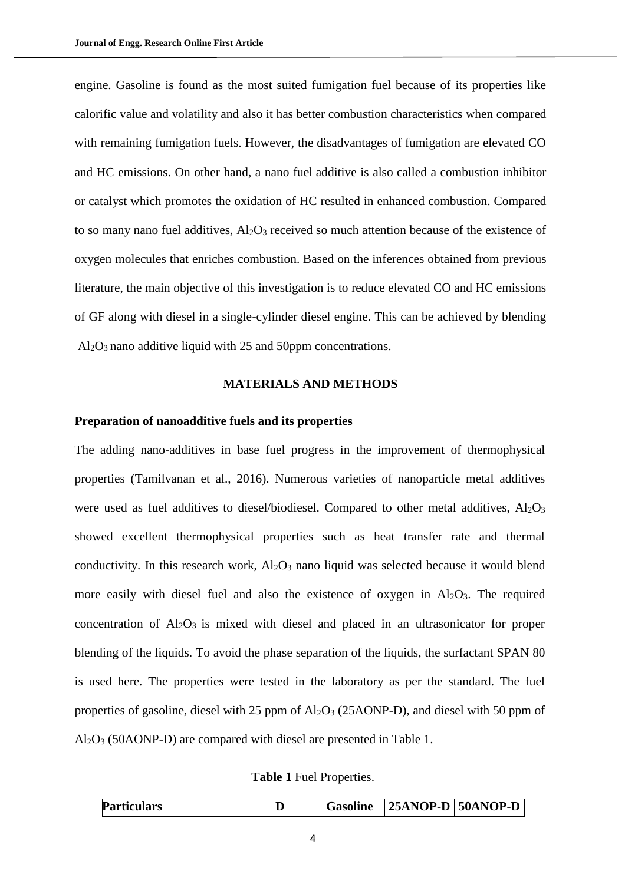engine. Gasoline is found as the most suited fumigation fuel because of its properties like calorific value and volatility and also it has better combustion characteristics when compared with remaining fumigation fuels. However, the disadvantages of fumigation are elevated CO and HC emissions. On other hand, a nano fuel additive is also called a combustion inhibitor or catalyst which promotes the oxidation of HC resulted in enhanced combustion. Compared to so many nano fuel additives, $Al_2O_3$ received so much attention because of the existence of oxygen molecules that enriches combustion. Based on the inferences obtained from previous literature, the main objective of this investigation is to reduce elevated CO and HC emissions of GF along with diesel in a single-cylinder diesel engine. This can be achieved by blending $Al_2O_3$ nano additive liquid with 25 and 50ppm concentrations.

## MATERIALS AND METHODS

### Preparation of nanoadditive fuels and its properties

The adding nano-additives in base fuel progress in the improvement of thermophysical properties (Tamilvanan et al., 2016). Numerous varieties of nanoparticle metal additives were used as fuel additives to diesel/biodiesel. Compared to other metal additives, $Al_2O_3$ showed excellent thermophysical properties such as heat transfer rate and thermal conductivity. In this research work, $Al_2O_3$ nano liquid was selected because it would blend more easily with diesel fuel and also the existence of oxygen in $Al_2O_3$. The required concentration of $Al_2O_3$ is mixed with diesel and placed in an ultrasonicator for proper blending of the liquids. To avoid the phase separation of the liquids, the surfactant SPAN 80 is used here. The properties were tested in the laboratory as per the standard. The fuel properties of gasoline, diesel with 25 ppm of $Al_2O_3$ (25AONP-D), and diesel with 50 ppm of $Al_2O_3$ (50AONP-D) are compared with diesel are presented in Table 1.

**Table 1** Fuel Properties.

| Particulars | D | Gasoline | 25ANOP-D | 50ANOP-D |
|---|---|---|---|---|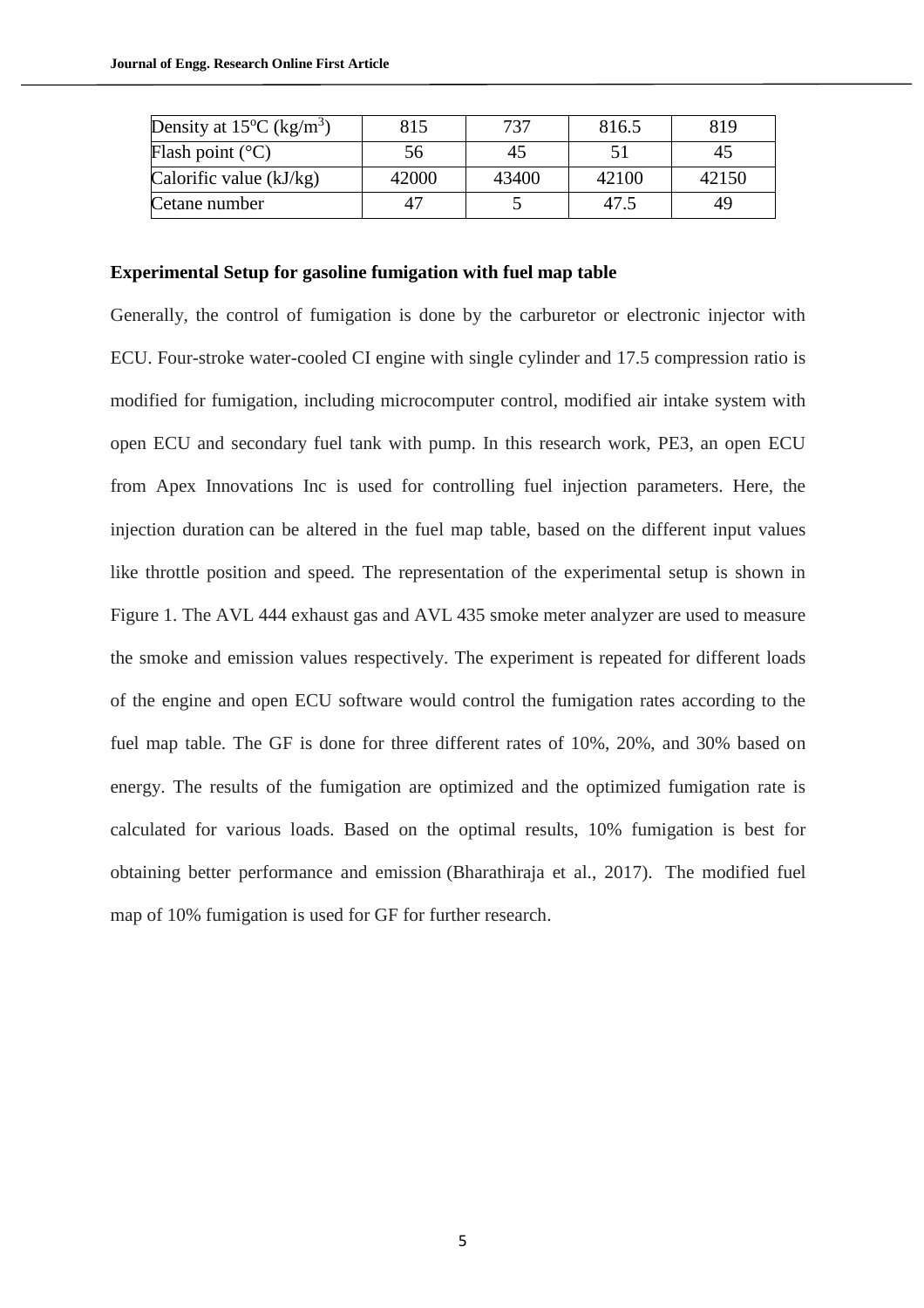| Density at 15ºC (kg/m$^3$) | 815 | 737 | 816.5 | 819 |
|---|---|---|---|---|
| Flash point (°C) | 56 | 45 | 51 | 45 |
| Calorific value (kJ/kg) | 42000 | 43400 | 42100 | 42150 |
| Cetane number | 47 | 5 | 47.5 | 49 |

**Experimental Setup for gasoline fumigation with fuel map table**

Generally, the control of fumigation is done by the carburetor or electronic injector with ECU. Four-stroke water-cooled CI engine with single cylinder and 17.5 compression ratio is modified for fumigation, including microcomputer control, modified air intake system with open ECU and secondary fuel tank with pump. In this research work, PE3, an open ECU from Apex Innovations Inc is used for controlling fuel injection parameters. Here, the injection duration can be altered in the fuel map table, based on the different input values like throttle position and speed. The representation of the experimental setup is shown in Figure 1. The AVL 444 exhaust gas and AVL 435 smoke meter analyzer are used to measure the smoke and emission values respectively. The experiment is repeated for different loads of the engine and open ECU software would control the fumigation rates according to the fuel map table. The GF is done for three different rates of 10%, 20%, and 30% based on energy. The results of the fumigation are optimized and the optimized fumigation rate is calculated for various loads. Based on the optimal results, 10% fumigation is best for obtaining better performance and emission (Bharathiraja et al., 2017). The modified fuel map of 10% fumigation is used for GF for further research.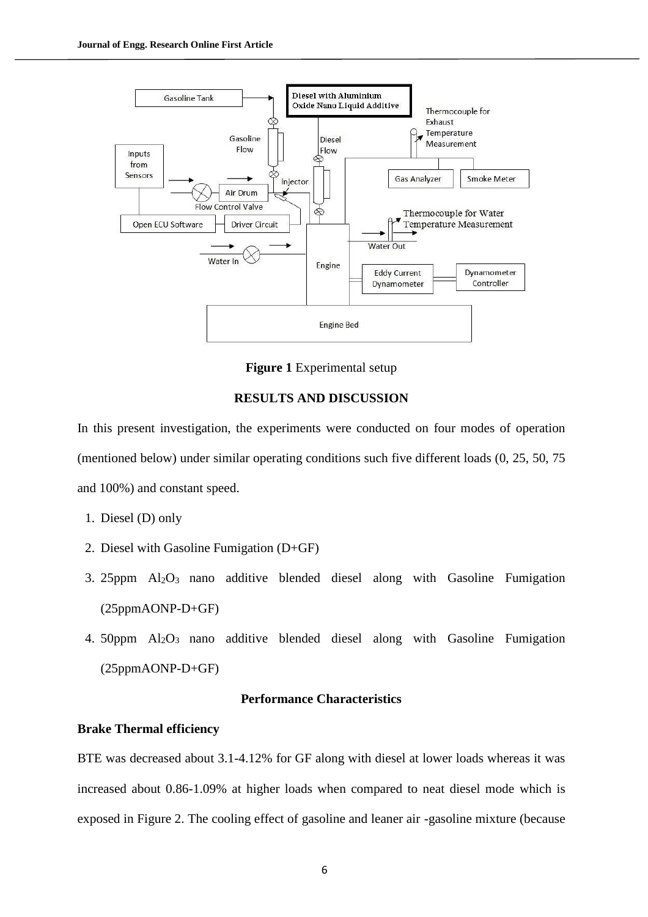Figure 1 Experimental setup

## RESULTS AND DISCUSSION

In this present investigation, the experiments were conducted on four modes of operation (mentioned below) under similar operating conditions such five different loads (0, 25, 50, 75 and 100%) and constant speed.

1. Diesel (D) only
2. Diesel with Gasoline Fumigation (D+GF)
3. 25ppm $Al_2O_3$ nano additive blended diesel along with Gasoline Fumigation (25ppmAONP-D+GF)
4. 50ppm $Al_2O_3$ nano additive blended diesel along with Gasoline Fumigation (25ppmAONP-D+GF)

### Performance Characteristics

#### Brake Thermal efficiency

BTE was decreased about 3.1-4.12% for GF along with diesel at lower loads whereas it was increased about 0.86-1.09% at higher loads when compared to neat diesel mode which is exposed in Figure 2. The cooling effect of gasoline and leaner air -gasoline mixture (because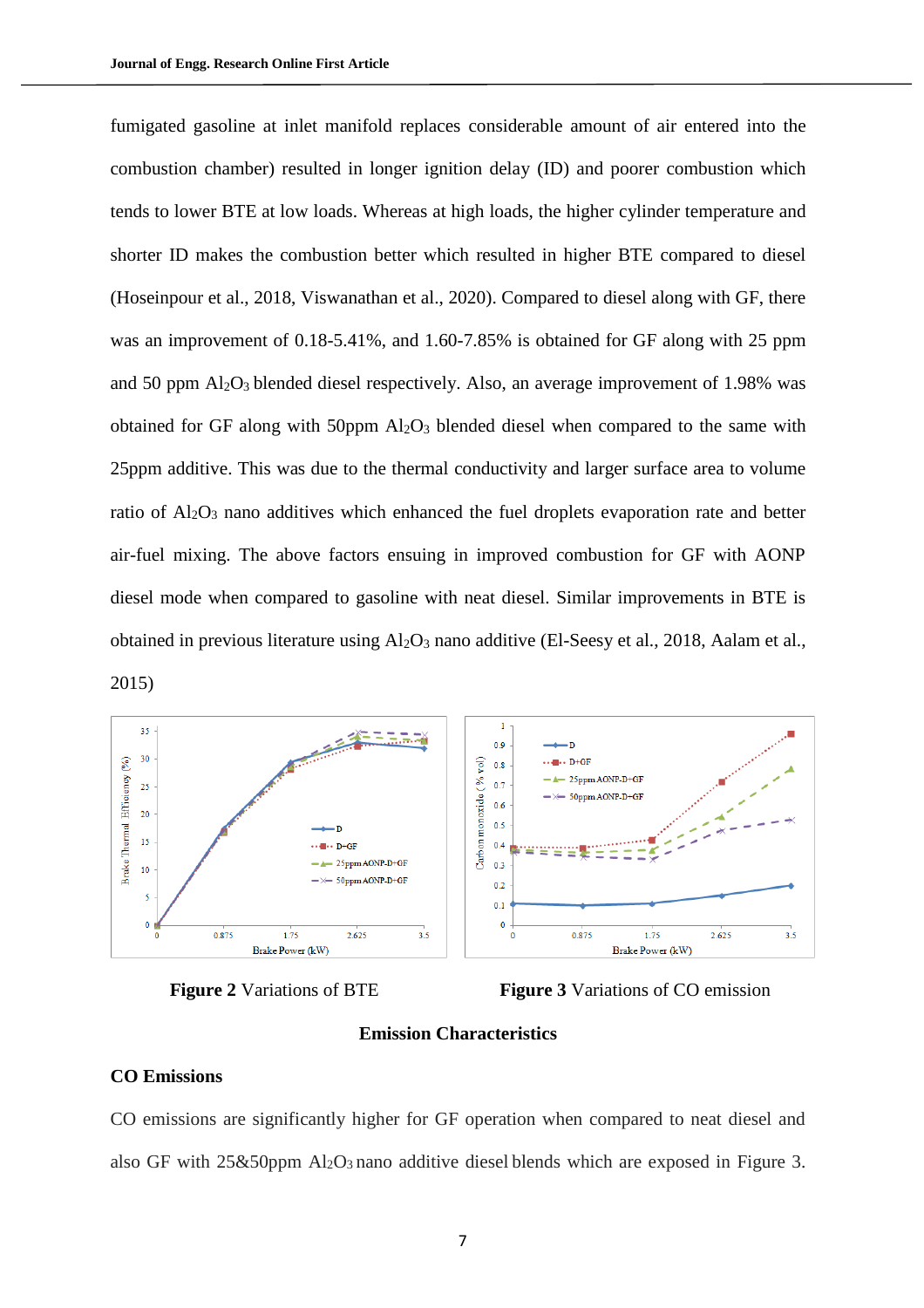fumigated gasoline at inlet manifold replaces considerable amount of air entered into the combustion chamber) resulted in longer ignition delay (ID) and poorer combustion which tends to lower BTE at low loads. Whereas at high loads, the higher cylinder temperature and shorter ID makes the combustion better which resulted in higher BTE compared to diesel (Hoseinpour et al., 2018, Viswanathan et al., 2020). Compared to diesel along with GF, there was an improvement of 0.18-5.41%, and 1.60-7.85% is obtained for GF along with 25 ppm and 50 ppm $Al_2O_3$ blended diesel respectively. Also, an average improvement of 1.98% was obtained for GF along with 50ppm $Al_2O_3$ blended diesel when compared to the same with 25ppm additive. This was due to the thermal conductivity and larger surface area to volume ratio of $Al_2O_3$ nano additives which enhanced the fuel droplets evaporation rate and better air-fuel mixing. The above factors ensuing in improved combustion for GF with AONP diesel mode when compared to gasoline with neat diesel. Similar improvements in BTE is obtained in previous literature using $Al_2O_3$ nano additive (El-Seesy et al., 2018, Aalam et al., 2015)

**Figure 2** Variations of BTE

**Figure 3** Variations of CO emission

## Emission Characteristics

### CO Emissions

CO emissions are significantly higher for GF operation when compared to neat diesel and also GF with 25&50ppm $Al_2O_3$ nano additive diesel blends which are exposed in Figure 3.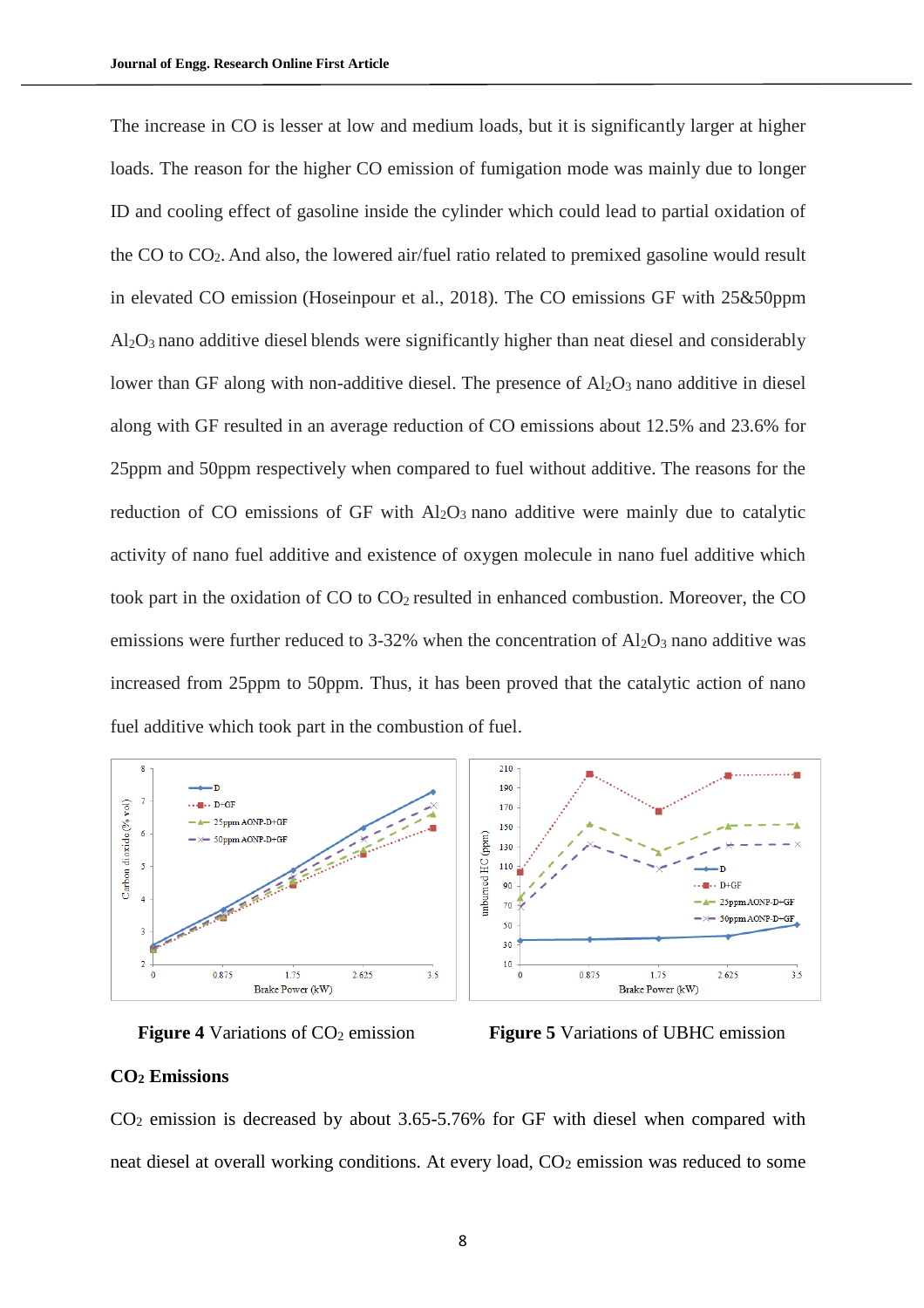The increase in CO is lesser at low and medium loads, but it is significantly larger at higher loads. The reason for the higher CO emission of fumigation mode was mainly due to longer ID and cooling effect of gasoline inside the cylinder which could lead to partial oxidation of the CO to $CO_2$. And also, the lowered air/fuel ratio related to premixed gasoline would result in elevated CO emission (Hoseinpour et al., 2018). The CO emissions GF with 25&50ppm $Al_2O_3$ nano additive diesel blends were significantly higher than neat diesel and considerably lower than GF along with non-additive diesel. The presence of $Al_2O_3$ nano additive in diesel along with GF resulted in an average reduction of CO emissions about 12.5% and 23.6% for 25ppm and 50ppm respectively when compared to fuel without additive. The reasons for the reduction of CO emissions of GF with $Al_2O_3$ nano additive were mainly due to catalytic activity of nano fuel additive and existence of oxygen molecule in nano fuel additive which took part in the oxidation of CO to $CO_2$ resulted in enhanced combustion. Moreover, the CO emissions were further reduced to 3-32% when the concentration of $Al_2O_3$ nano additive was increased from 25ppm to 50ppm. Thus, it has been proved that the catalytic action of nano fuel additive which took part in the combustion of fuel.

**Figure 4** Variations of $CO_2$ emission

**Figure 5** Variations of UBHC emission

### $CO_2$ Emissions

$CO_2$ emission is decreased by about 3.65-5.76% for GF with diesel when compared with neat diesel at overall working conditions. At every load, $CO_2$ emission was reduced to some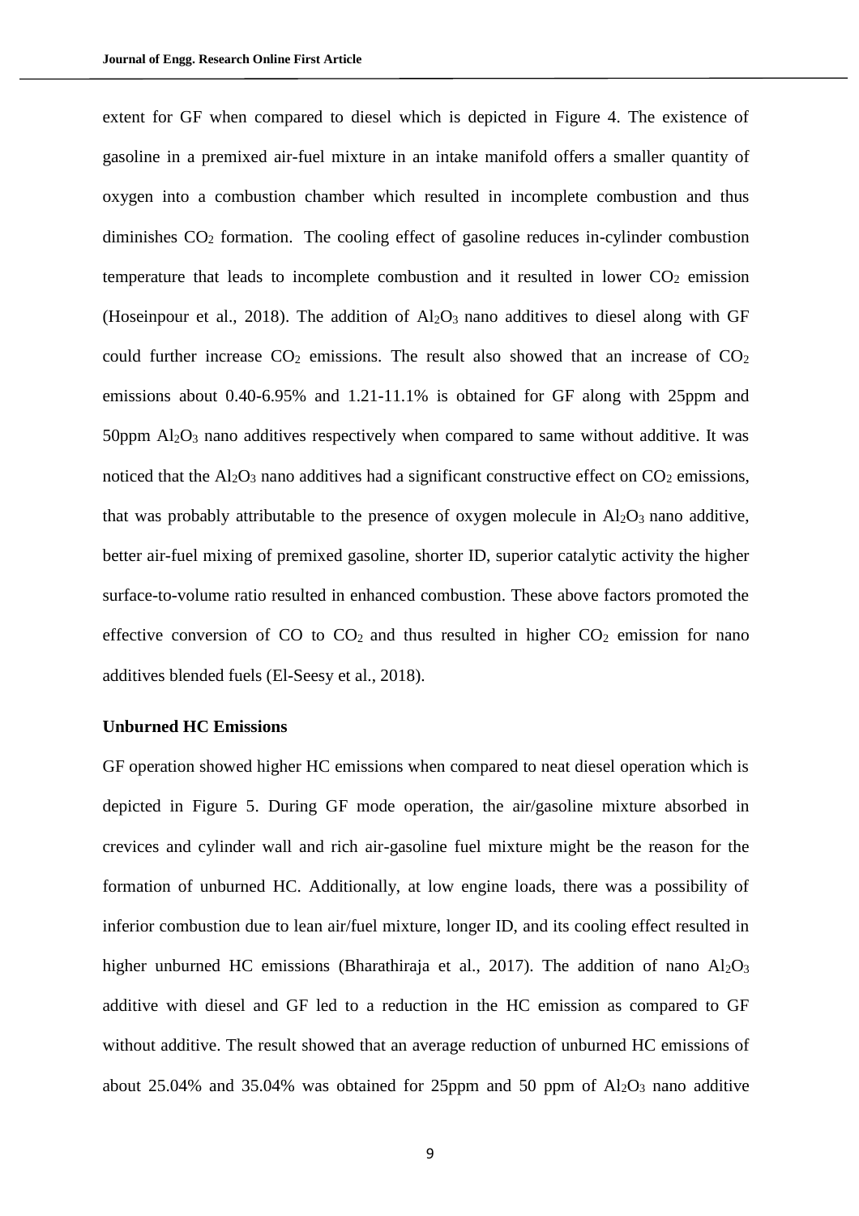extent for GF when compared to diesel which is depicted in Figure 4. The existence of gasoline in a premixed air-fuel mixture in an intake manifold offers a smaller quantity of oxygen into a combustion chamber which resulted in incomplete combustion and thus diminishes $CO_2$ formation. The cooling effect of gasoline reduces in-cylinder combustion temperature that leads to incomplete combustion and it resulted in lower $CO_2$ emission (Hoseinpour et al., 2018). The addition of $Al_2O_3$ nano additives to diesel along with GF could further increase $CO_2$ emissions. The result also showed that an increase of $CO_2$ emissions about 0.40-6.95% and 1.21-11.1% is obtained for GF along with 25ppm and 50ppm $Al_2O_3$ nano additives respectively when compared to same without additive. It was noticed that the $Al_2O_3$ nano additives had a significant constructive effect on $CO_2$ emissions, that was probably attributable to the presence of oxygen molecule in $Al_2O_3$ nano additive, better air-fuel mixing of premixed gasoline, shorter ID, superior catalytic activity the higher surface-to-volume ratio resulted in enhanced combustion. These above factors promoted the effective conversion of CO to $CO_2$ and thus resulted in higher $CO_2$ emission for nano additives blended fuels (El-Seesy et al., 2018).

### Unburned HC Emissions

GF operation showed higher HC emissions when compared to neat diesel operation which is depicted in Figure 5. During GF mode operation, the air/gasoline mixture absorbed in crevices and cylinder wall and rich air-gasoline fuel mixture might be the reason for the formation of unburned HC. Additionally, at low engine loads, there was a possibility of inferior combustion due to lean air/fuel mixture, longer ID, and its cooling effect resulted in higher unburned HC emissions (Bharathiraja et al., 2017). The addition of nano $Al_2O_3$ additive with diesel and GF led to a reduction in the HC emission as compared to GF without additive. The result showed that an average reduction of unburned HC emissions of about 25.04% and 35.04% was obtained for 25ppm and 50 ppm of $Al_2O_3$ nano additive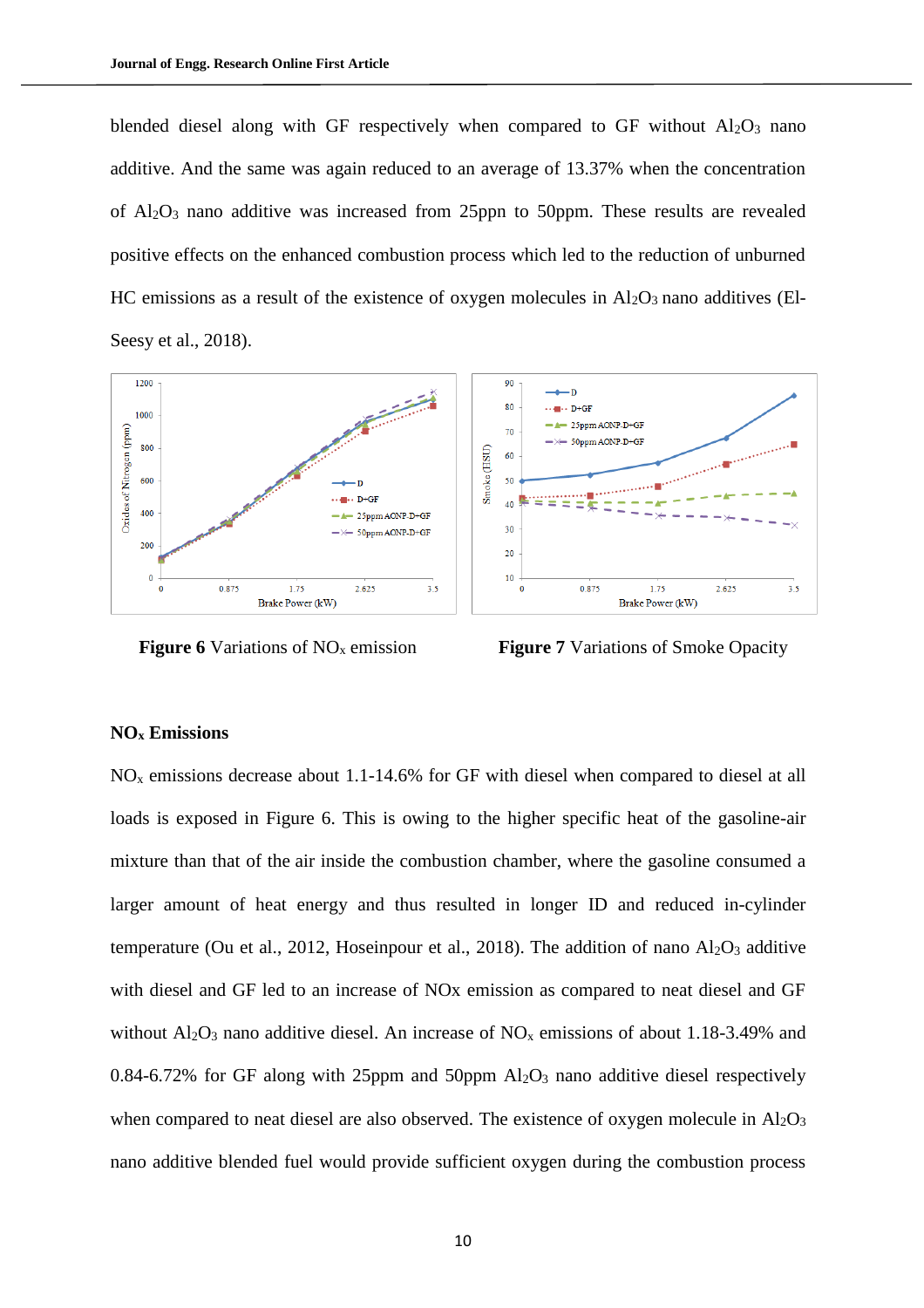blended diesel along with GF respectively when compared to GF without $Al_2O_3$ nano additive. And the same was again reduced to an average of 13.37% when the concentration of $Al_2O_3$ nano additive was increased from 25ppn to 50ppm. These results are revealed positive effects on the enhanced combustion process which led to the reduction of unburned HC emissions as a result of the existence of oxygen molecules in $Al_2O_3$ nano additives (El-Seesy et al., 2018).

**Figure 6** Variations of $NO_x$ emission

**Figure 7** Variations of Smoke Opacity

**$NO_x$ Emissions**

$NO_x$ emissions decrease about 1.1-14.6% for GF with diesel when compared to diesel at all loads is exposed in Figure 6. This is owing to the higher specific heat of the gasoline-air mixture than that of the air inside the combustion chamber, where the gasoline consumed a larger amount of heat energy and thus resulted in longer ID and reduced in-cylinder temperature (Ou et al., 2012, Hoseinpour et al., 2018). The addition of nano $Al_2O_3$ additive with diesel and GF led to an increase of NOx emission as compared to neat diesel and GF without $Al_2O_3$ nano additive diesel. An increase of $NO_x$ emissions of about 1.18-3.49% and 0.84-6.72% for GF along with 25ppm and 50ppm $Al_2O_3$ nano additive diesel respectively when compared to neat diesel are also observed. The existence of oxygen molecule in $Al_2O_3$ nano additive blended fuel would provide sufficient oxygen during the combustion process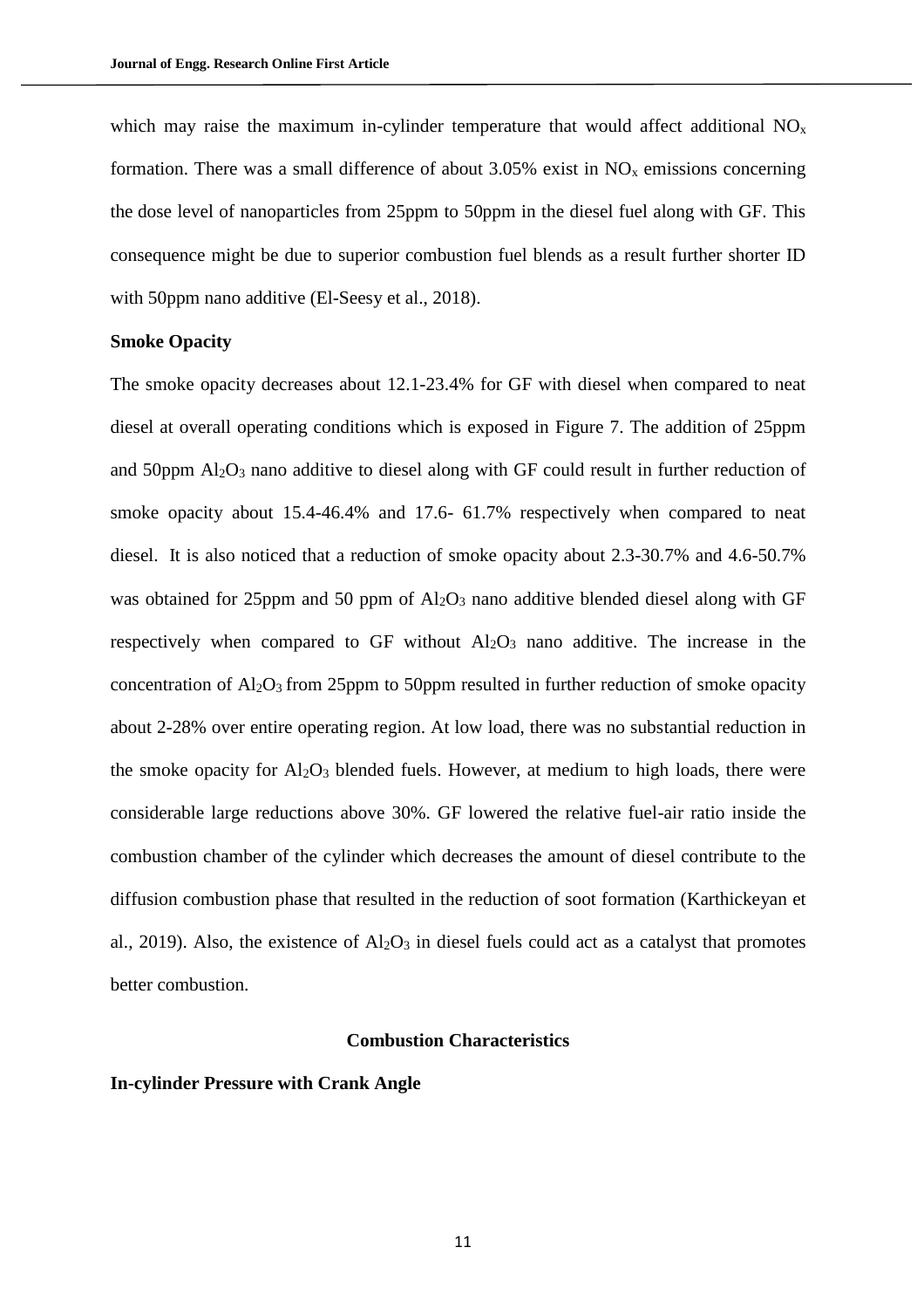which may raise the maximum in-cylinder temperature that would affect additional $NO_x$ formation. There was a small difference of about 3.05% exist in $NO_x$ emissions concerning the dose level of nanoparticles from 25ppm to 50ppm in the diesel fuel along with GF. This consequence might be due to superior combustion fuel blends as a result further shorter ID with 50ppm nano additive (El-Seesy et al., 2018).

**Smoke Opacity**

The smoke opacity decreases about 12.1-23.4% for GF with diesel when compared to neat diesel at overall operating conditions which is exposed in Figure 7. The addition of 25ppm and 50ppm $Al_2O_3$ nano additive to diesel along with GF could result in further reduction of smoke opacity about 15.4-46.4% and 17.6- 61.7% respectively when compared to neat diesel. It is also noticed that a reduction of smoke opacity about 2.3-30.7% and 4.6-50.7% was obtained for 25ppm and 50 ppm of $Al_2O_3$ nano additive blended diesel along with GF respectively when compared to GF without $Al_2O_3$ nano additive. The increase in the concentration of $Al_2O_3$ from 25ppm to 50ppm resulted in further reduction of smoke opacity about 2-28% over entire operating region. At low load, there was no substantial reduction in the smoke opacity for $Al_2O_3$ blended fuels. However, at medium to high loads, there were considerable large reductions above 30%. GF lowered the relative fuel-air ratio inside the combustion chamber of the cylinder which decreases the amount of diesel contribute to the diffusion combustion phase that resulted in the reduction of soot formation (Karthickeyan et al., 2019). Also, the existence of $Al_2O_3$ in diesel fuels could act as a catalyst that promotes better combustion.

## Combustion Characteristics

**In-cylinder Pressure with Crank Angle**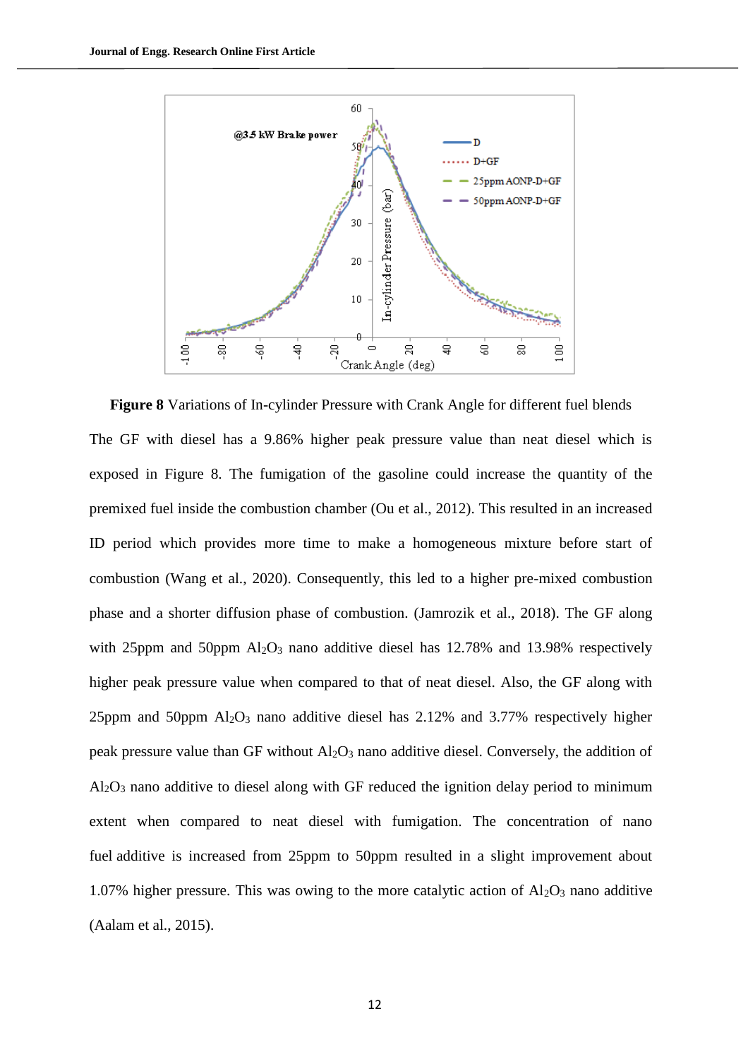**Figure 8** Variations of In-cylinder Pressure with Crank Angle for different fuel blends

The GF with diesel has a 9.86% higher peak pressure value than neat diesel which is exposed in Figure 8. The fumigation of the gasoline could increase the quantity of the premixed fuel inside the combustion chamber (Ou et al., 2012). This resulted in an increased ID period which provides more time to make a homogeneous mixture before start of combustion (Wang et al., 2020). Consequently, this led to a higher pre-mixed combustion phase and a shorter diffusion phase of combustion. (Jamrozik et al., 2018). The GF along with 25ppm and 50ppm $Al_2O_3$ nano additive diesel has 12.78% and 13.98% respectively higher peak pressure value when compared to that of neat diesel. Also, the GF along with 25ppm and 50ppm $Al_2O_3$ nano additive diesel has 2.12% and 3.77% respectively higher peak pressure value than GF without $Al_2O_3$ nano additive diesel. Conversely, the addition of $Al_2O_3$ nano additive to diesel along with GF reduced the ignition delay period to minimum extent when compared to neat diesel with fumigation. The concentration of nano fuel additive is increased from 25ppm to 50ppm resulted in a slight improvement about 1.07% higher pressure. This was owing to the more catalytic action of $Al_2O_3$ nano additive (Aalam et al., 2015).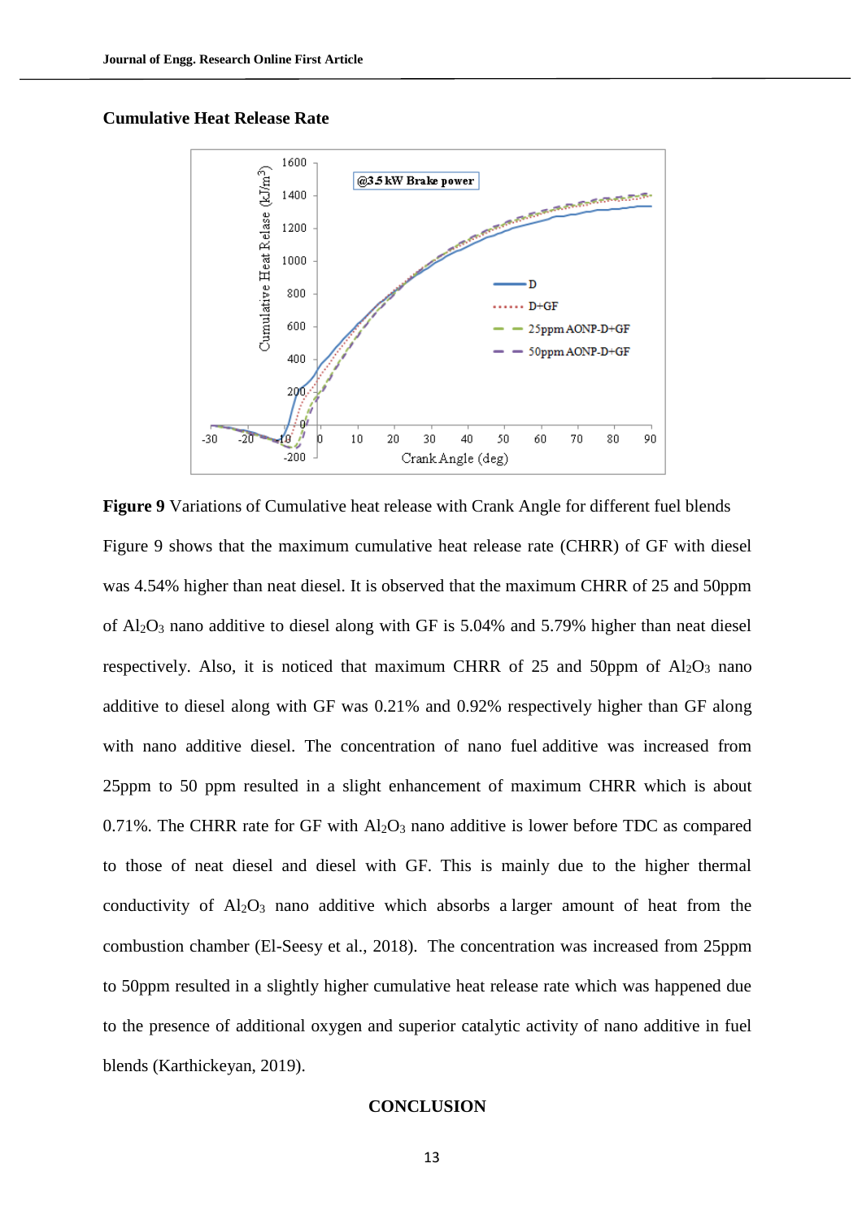**Cumulative Heat Release Rate**

**Figure 9** Variations of Cumulative heat release with Crank Angle for different fuel blends

Figure 9 shows that the maximum cumulative heat release rate (CHRR) of GF with diesel was 4.54% higher than neat diesel. It is observed that the maximum CHRR of 25 and 50ppm of $Al_2O_3$ nano additive to diesel along with GF is 5.04% and 5.79% higher than neat diesel respectively. Also, it is noticed that maximum CHRR of 25 and 50ppm of $Al_2O_3$ nano additive to diesel along with GF was 0.21% and 0.92% respectively higher than GF along with nano additive diesel. The concentration of nano fuel additive was increased from 25ppm to 50 ppm resulted in a slight enhancement of maximum CHRR which is about 0.71%. The CHRR rate for GF with $Al_2O_3$ nano additive is lower before TDC as compared to those of neat diesel and diesel with GF. This is mainly due to the higher thermal conductivity of $Al_2O_3$ nano additive which absorbs a larger amount of heat from the combustion chamber (El-Seesy et al., 2018). The concentration was increased from 25ppm to 50ppm resulted in a slightly higher cumulative heat release rate which was happened due to the presence of additional oxygen and superior catalytic activity of nano additive in fuel blends (Karthickeyan, 2019).

## CONCLUSION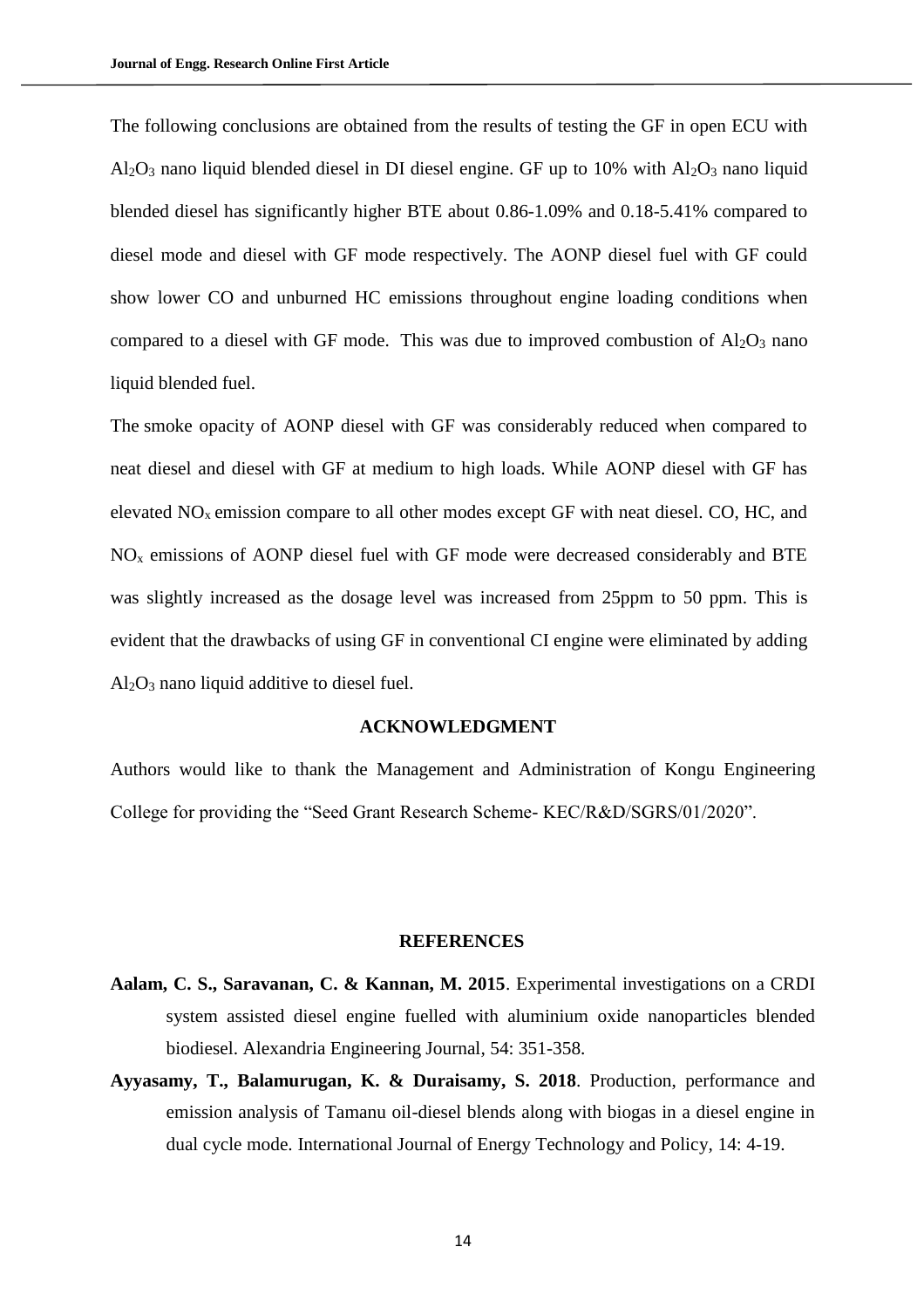The following conclusions are obtained from the results of testing the GF in open ECU with $Al_2O_3$ nano liquid blended diesel in DI diesel engine. GF up to 10% with $Al_2O_3$ nano liquid blended diesel has significantly higher BTE about 0.86-1.09% and 0.18-5.41% compared to diesel mode and diesel with GF mode respectively. The AONP diesel fuel with GF could show lower CO and unburned HC emissions throughout engine loading conditions when compared to a diesel with GF mode. This was due to improved combustion of $Al_2O_3$ nano liquid blended fuel.

The smoke opacity of AONP diesel with GF was considerably reduced when compared to neat diesel and diesel with GF at medium to high loads. While AONP diesel with GF has elevated $NO_x$ emission compare to all other modes except GF with neat diesel. CO, HC, and $NO_x$ emissions of AONP diesel fuel with GF mode were decreased considerably and BTE was slightly increased as the dosage level was increased from 25ppm to 50 ppm. This is evident that the drawbacks of using GF in conventional CI engine were eliminated by adding $Al_2O_3$ nano liquid additive to diesel fuel.

## ACKNOWLEDGMENT

Authors would like to thank the Management and Administration of Kongu Engineering College for providing the "Seed Grant Research Scheme- KEC/R&D/SGRS/01/2020".

## REFERENCES

**Aalam, C. S., Saravanan, C. & Kannan, M. 2015**. Experimental investigations on a CRDI system assisted diesel engine fuelled with aluminium oxide nanoparticles blended biodiesel. Alexandria Engineering Journal, 54: 351-358.

**Ayyasamy, T., Balamurugan, K. & Duraisamy, S. 2018**. Production, performance and emission analysis of Tamanu oil-diesel blends along with biogas in a diesel engine in dual cycle mode. International Journal of Energy Technology and Policy, 14: 4-19.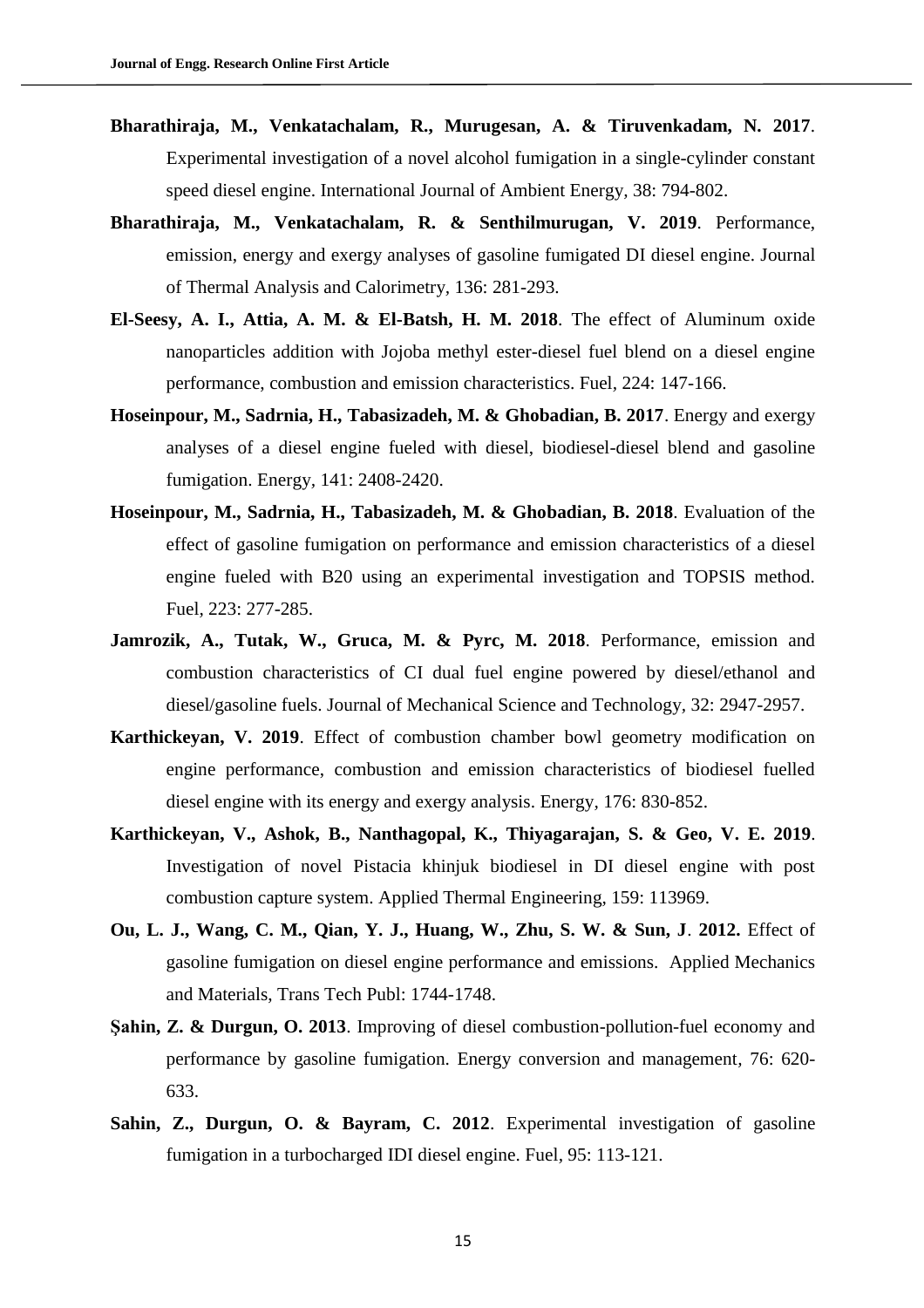**Bharathiraja, M., Venkatachalam, R., Murugesan, A. & Tiruvenkadam, N. 2017**. Experimental investigation of a novel alcohol fumigation in a single-cylinder constant speed diesel engine. International Journal of Ambient Energy, 38: 794-802.

**Bharathiraja, M., Venkatachalam, R. & Senthilmurugan, V. 2019**. Performance, emission, energy and exergy analyses of gasoline fumigated DI diesel engine. Journal of Thermal Analysis and Calorimetry, 136: 281-293.

**El-Seesy, A. I., Attia, A. M. & El-Batsh, H. M. 2018**. The effect of Aluminum oxide nanoparticles addition with Jojoba methyl ester-diesel fuel blend on a diesel engine performance, combustion and emission characteristics. Fuel, 224: 147-166.

**Hoseinpour, M., Sadrnia, H., Tabasizadeh, M. & Ghobadian, B. 2017**. Energy and exergy analyses of a diesel engine fueled with diesel, biodiesel-diesel blend and gasoline fumigation. Energy, 141: 2408-2420.

**Hoseinpour, M., Sadrnia, H., Tabasizadeh, M. & Ghobadian, B. 2018**. Evaluation of the effect of gasoline fumigation on performance and emission characteristics of a diesel engine fueled with B20 using an experimental investigation and TOPSIS method. Fuel, 223: 277-285.

**Jamrozik, A., Tutak, W., Gruca, M. & Pyrc, M. 2018**. Performance, emission and combustion characteristics of CI dual fuel engine powered by diesel/ethanol and diesel/gasoline fuels. Journal of Mechanical Science and Technology, 32: 2947-2957.

**Karthickeyan, V. 2019**. Effect of combustion chamber bowl geometry modification on engine performance, combustion and emission characteristics of biodiesel fuelled diesel engine with its energy and exergy analysis. Energy, 176: 830-852.

**Karthickeyan, V., Ashok, B., Nanthagopal, K., Thiyagarajan, S. & Geo, V. E. 2019**. Investigation of novel Pistacia khinjuk biodiesel in DI diesel engine with post combustion capture system. Applied Thermal Engineering, 159: 113969.

**Ou, L. J., Wang, C. M., Qian, Y. J., Huang, W., Zhu, S. W. & Sun, J. 2012.** Effect of gasoline fumigation on diesel engine performance and emissions. Applied Mechanics and Materials, Trans Tech Publ: 1744-1748.

**Şahin, Z. & Durgun, O. 2013**. Improving of diesel combustion-pollution-fuel economy and performance by gasoline fumigation. Energy conversion and management, 76: 620-633.

**Sahin, Z., Durgun, O. & Bayram, C. 2012**. Experimental investigation of gasoline fumigation in a turbocharged IDI diesel engine. Fuel, 95: 113-121.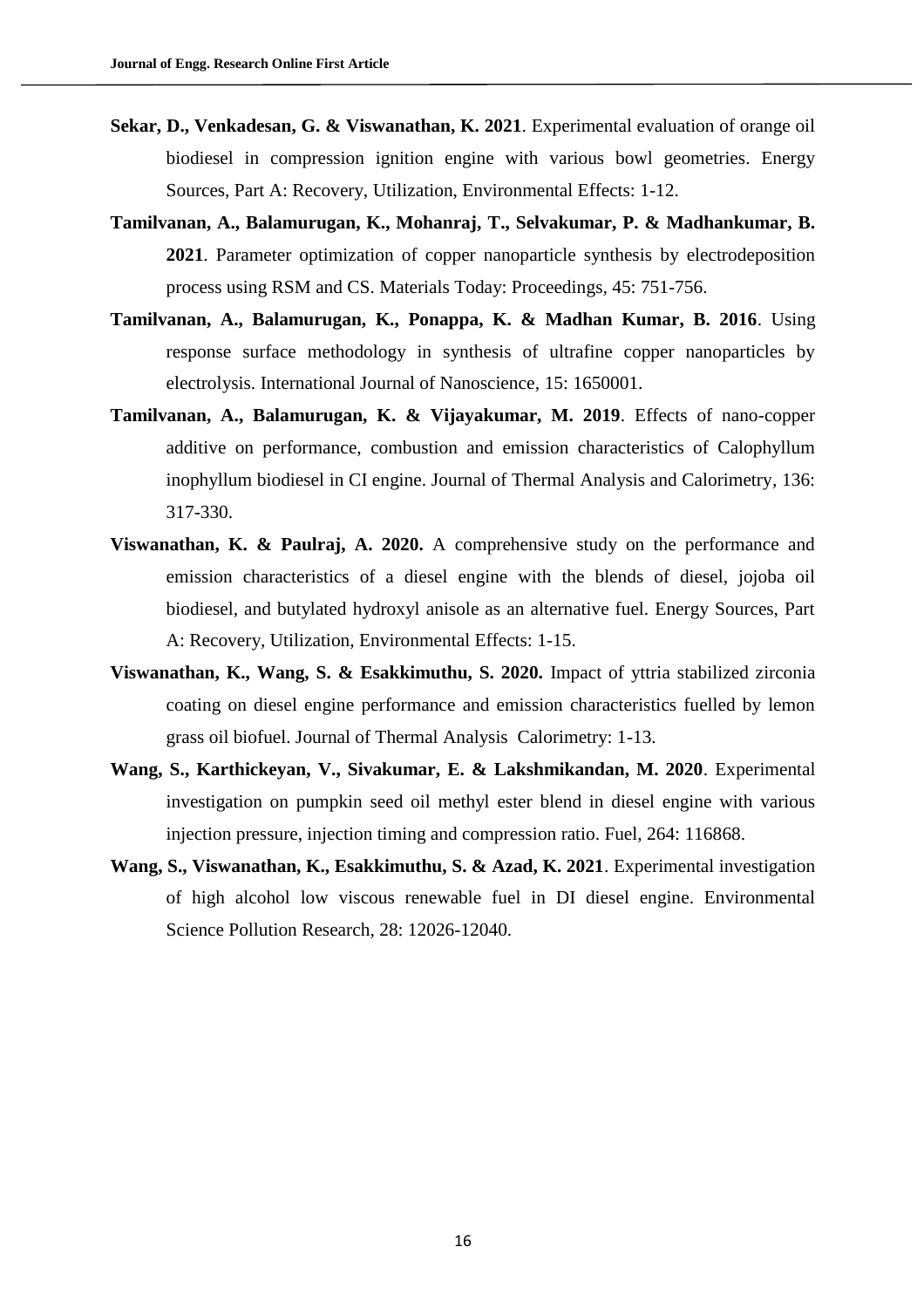**Sekar, D., Venkadesan, G. & Viswanathan, K. 2021**. Experimental evaluation of orange oil biodiesel in compression ignition engine with various bowl geometries. Energy Sources, Part A: Recovery, Utilization, Environmental Effects: 1-12.

**Tamilvanan, A., Balamurugan, K., Mohanraj, T., Selvakumar, P. & Madhankumar, B. 2021**. Parameter optimization of copper nanoparticle synthesis by electrodeposition process using RSM and CS. Materials Today: Proceedings, 45: 751-756.

**Tamilvanan, A., Balamurugan, K., Ponappa, K. & Madhan Kumar, B. 2016**. Using response surface methodology in synthesis of ultrafine copper nanoparticles by electrolysis. International Journal of Nanoscience, 15: 1650001.

**Tamilvanan, A., Balamurugan, K. & Vijayakumar, M. 2019**. Effects of nano-copper additive on performance, combustion and emission characteristics of Calophyllum inophyllum biodiesel in CI engine. Journal of Thermal Analysis and Calorimetry, 136: 317-330.

**Viswanathan, K. & Paulraj, A. 2020.** A comprehensive study on the performance and emission characteristics of a diesel engine with the blends of diesel, jojoba oil biodiesel, and butylated hydroxyl anisole as an alternative fuel. Energy Sources, Part A: Recovery, Utilization, Environmental Effects: 1-15.

**Viswanathan, K., Wang, S. & Esakkimuthu, S. 2020.** Impact of yttria stabilized zirconia coating on diesel engine performance and emission characteristics fuelled by lemon grass oil biofuel. Journal of Thermal Analysis Calorimetry: 1-13.

**Wang, S., Karthickeyan, V., Sivakumar, E. & Lakshmikandan, M. 2020**. Experimental investigation on pumpkin seed oil methyl ester blend in diesel engine with various injection pressure, injection timing and compression ratio. Fuel, 264: 116868.

**Wang, S., Viswanathan, K., Esakkimuthu, S. & Azad, K. 2021**. Experimental investigation of high alcohol low viscous renewable fuel in DI diesel engine. Environmental Science Pollution Research, 28: 12026-12040.